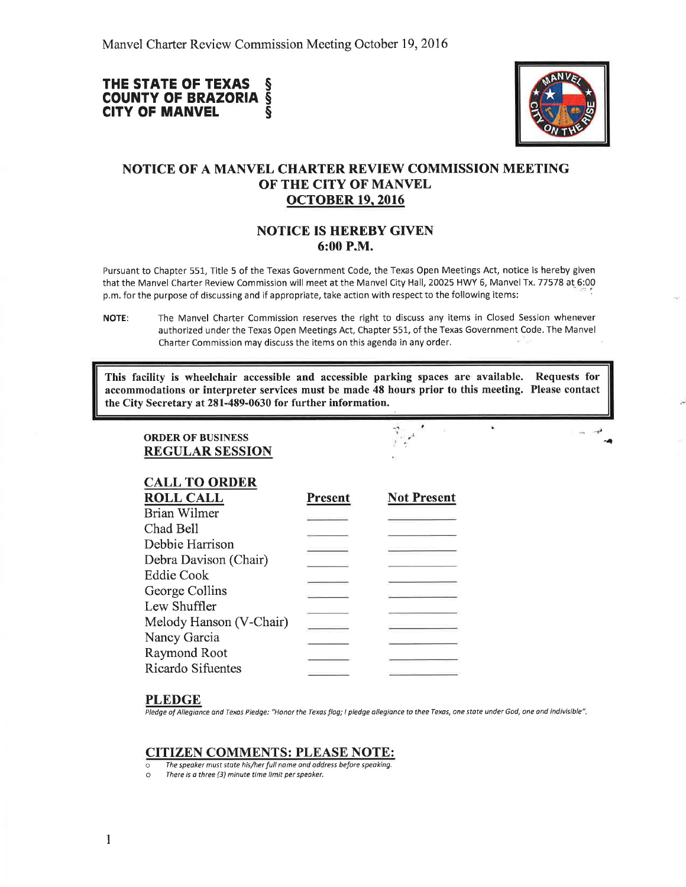# THE STATE OF TEXAS §
# COUNTY OF BRAZORIA §
# CITY OF MANVEL §

## NOTICE OF A MANVEL CHARTER REVIEW COMMISSION MEETING OF THE CITY OF MANVEL
## OCTOBER 19, 2016

## NOTICE IS HEREBY GIVEN
## 6:00 P.M.

Pursuant to Chapter 551, Title 5 of the Texas Government Code, the Texas Open Meetings Act, notice is hereby given that the Manvel Charter Review Commission will meet at the Manvel City Hall, 20025 HWY 6, Manvel Tx. 77578 at 6:00 p.m. for the purpose of discussing and if appropriate, take action with respect to the following items:

**NOTE:** The Manvel Charter Commission reserves the right to discuss any items in Closed Session whenever authorized under the Texas Open Meetings Act, Chapter 551, of the Texas Government Code. The Manvel Charter Commission may discuss the items on this agenda in any order.

**This facility is wheelchair accessible and accessible parking spaces are available. Requests for accommodations or interpreter services must be made 48 hours prior to this meeting. Please contact the City Secretary at 281-489-0630 for further information.**

**ORDER OF BUSINESS**

## REGULAR SESSION

## CALL TO ORDER

| ROLL CALL | Present | Not Present |
|---|---|---|
| Brian Wilmer | ______ | ______ |
| Chad Bell | ______ | ______ |
| Debbie Harrison | ______ | ______ |
| Debra Davison (Chair) | ______ | ______ |
| Eddie Cook | ______ | ______ |
| George Collins | ______ | ______ |
| Lew Shuffler | ______ | ______ |
| Melody Hanson (V-Chair) | ______ | ______ |
| Nancy Garcia | ______ | ______ |
| Raymond Root | ______ | ______ |
| Ricardo Sifuentes | ______ | ______ |

## PLEDGE

*Pledge of Allegiance and Texas Pledge: "Honor the Texas flag; I pledge allegiance to thee Texas, one state under God, one and indivisible".*

## CITIZEN COMMENTS: PLEASE NOTE:

- *The speaker must state his/her full name and address before speaking.*
- *There is a three (3) minute time limit per speaker.*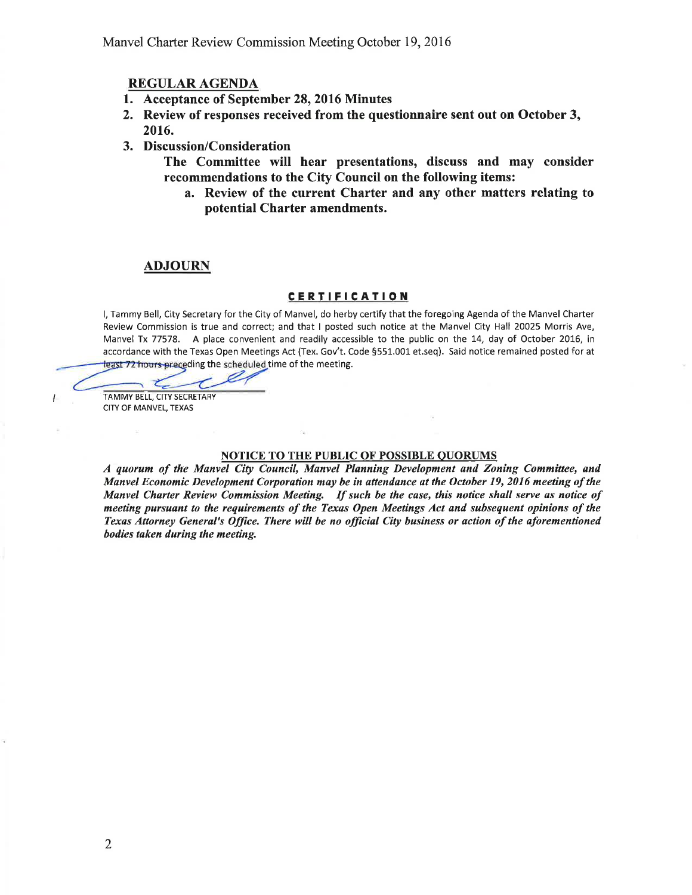## REGULAR AGENDA

1. **Acceptance of September 28, 2016 Minutes**
2. **Review of responses received from the questionnaire sent out on October 3, 2016.**
3. **Discussion/Consideration**

   **The Committee will hear presentations, discuss and may consider recommendations to the City Council on the following items:**

   a. **Review of the current Charter and any other matters relating to potential Charter amendments.**

## ADJOURN

### CERTIFICATION

I, Tammy Bell, City Secretary for the City of Manvel, do herby certify that the foregoing Agenda of the Manvel Charter Review Commission is true and correct; and that I posted such notice at the Manvel City Hall 20025 Morris Ave, Manvel Tx 77578. A place convenient and readily accessible to the public on the 14, day of October 2016, in accordance with the Texas Open Meetings Act (Tex. Gov't. Code §551.001 et.seq). Said notice remained posted for at least 72 hours preceding the scheduled time of the meeting.

TAMMY BELL, CITY SECRETARY
CITY OF MANVEL, TEXAS

**NOTICE TO THE PUBLIC OF POSSIBLE QUORUMS**

***A quorum of the Manvel City Council, Manvel Planning Development and Zoning Committee, and Manvel Economic Development Corporation may be in attendance at the October 19, 2016 meeting of the Manvel Charter Review Commission Meeting. If such be the case, this notice shall serve as notice of meeting pursuant to the requirements of the Texas Open Meetings Act and subsequent opinions of the Texas Attorney General's Office. There will be no official City business or action of the aforementioned bodies taken during the meeting.***